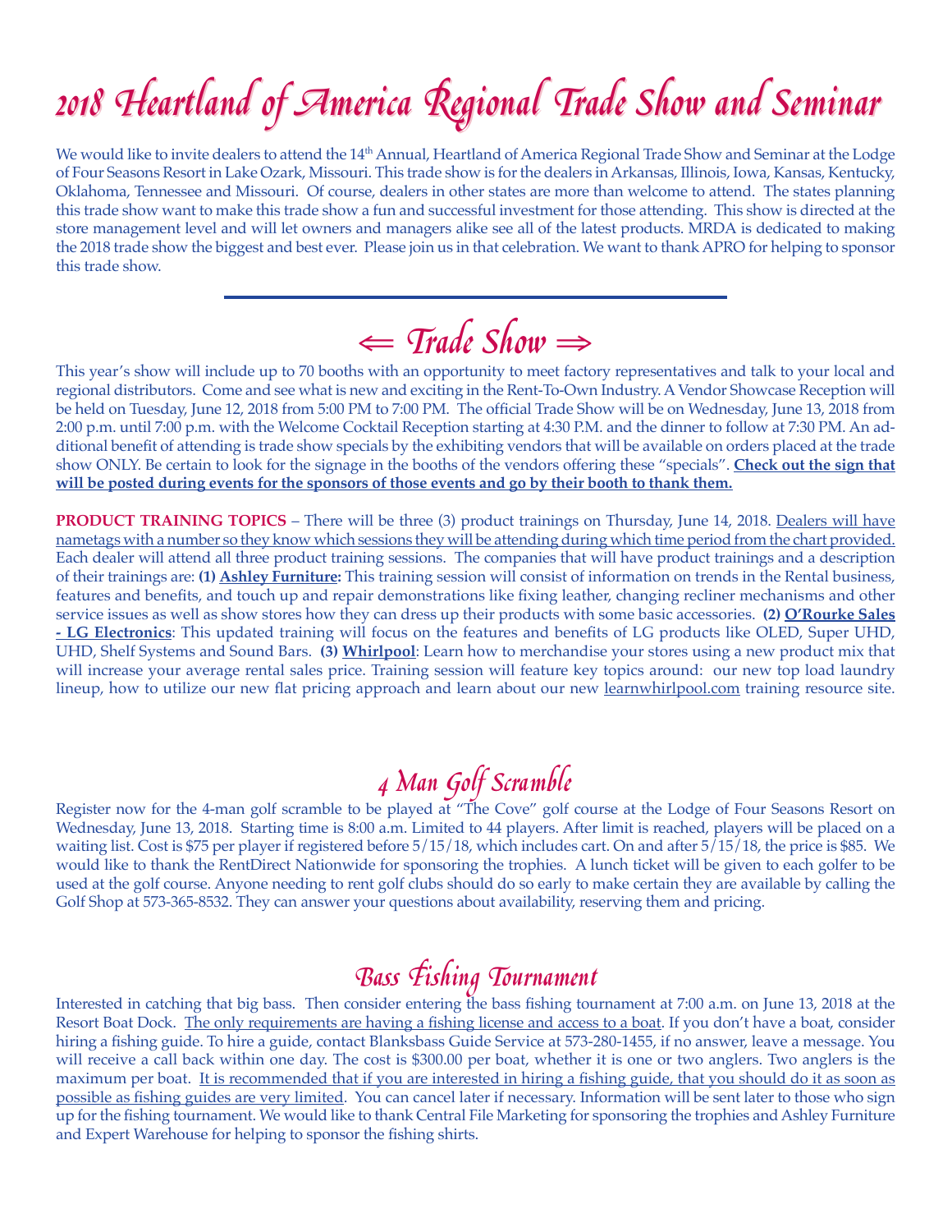# 2018 Heartland of America Regional Trade Show and Seminar

We would like to invite dealers to attend the 14th Annual, Heartland of America Regional Trade Show and Seminar at the Lodge of Four Seasons Resort in Lake Ozark, Missouri. This trade show is for the dealers in Arkansas, Illinois, Iowa, Kansas, Kentucky, Oklahoma, Tennessee and Missouri. Of course, dealers in other states are more than welcome to attend. The states planning this trade show want to make this trade show a fun and successful investment for those attending. This show is directed at the store management level and will let owners and managers alike see all of the latest products. MRDA is dedicated to making the 2018 trade show the biggest and best ever. Please join us in that celebration. We want to thank APRO for helping to sponsor this trade show.

---

## ⇐ Trade Show ⇒

This year's show will include up to 70 booths with an opportunity to meet factory representatives and talk to your local and regional distributors. Come and see what is new and exciting in the Rent-To-Own Industry. A Vendor Showcase Reception will be held on Tuesday, June 12, 2018 from 5:00 PM to 7:00 PM. The official Trade Show will be on Wednesday, June 13, 2018 from 2:00 p.m. until 7:00 p.m. with the Welcome Cocktail Reception starting at 4:30 P.M. and the dinner to follow at 7:30 PM. An additional benefit of attending is trade show specials by the exhibiting vendors that will be available on orders placed at the trade show ONLY. Be certain to look for the signage in the booths of the vendors offering these "specials". **Check out the sign that will be posted during events for the sponsors of those events and go by their booth to thank them.**

**PRODUCT TRAINING TOPICS** – There will be three (3) product trainings on Thursday, June 14, 2018. Dealers will have nametags with a number so they know which sessions they will be attending during which time period from the chart provided. Each dealer will attend all three product training sessions. The companies that will have product trainings and a description of their trainings are: **(1) Ashley Furniture:** This training session will consist of information on trends in the Rental business, features and benefits, and touch up and repair demonstrations like fixing leather, changing recliner mechanisms and other service issues as well as show stores how they can dress up their products with some basic accessories. **(2) O'Rourke Sales - LG Electronics**: This updated training will focus on the features and benefits of LG products like OLED, Super UHD, UHD, Shelf Systems and Sound Bars. **(3) Whirlpool**: Learn how to merchandise your stores using a new product mix that will increase your average rental sales price. Training session will feature key topics around: our new top load laundry lineup, how to utilize our new flat pricing approach and learn about our new learnwhirlpool.com training resource site.

## 4 Man Golf Scramble

Register now for the 4-man golf scramble to be played at "The Cove" golf course at the Lodge of Four Seasons Resort on Wednesday, June 13, 2018. Starting time is 8:00 a.m. Limited to 44 players. After limit is reached, players will be placed on a waiting list. Cost is $75 per player if registered before 5/15/18, which includes cart. On and after 5/15/18, the price is $85. We would like to thank the RentDirect Nationwide for sponsoring the trophies. A lunch ticket will be given to each golfer to be used at the golf course. Anyone needing to rent golf clubs should do so early to make certain they are available by calling the Golf Shop at 573-365-8532. They can answer your questions about availability, reserving them and pricing.

## Bass Fishing Tournament

Interested in catching that big bass. Then consider entering the bass fishing tournament at 7:00 a.m. on June 13, 2018 at the Resort Boat Dock. The only requirements are having a fishing license and access to a boat. If you don't have a boat, consider hiring a fishing guide. To hire a guide, contact Blanksbass Guide Service at 573-280-1455, if no answer, leave a message. You will receive a call back within one day. The cost is $300.00 per boat, whether it is one or two anglers. Two anglers is the maximum per boat. It is recommended that if you are interested in hiring a fishing guide, that you should do it as soon as possible as fishing guides are very limited. You can cancel later if necessary. Information will be sent later to those who sign up for the fishing tournament. We would like to thank Central File Marketing for sponsoring the trophies and Ashley Furniture and Expert Warehouse for helping to sponsor the fishing shirts.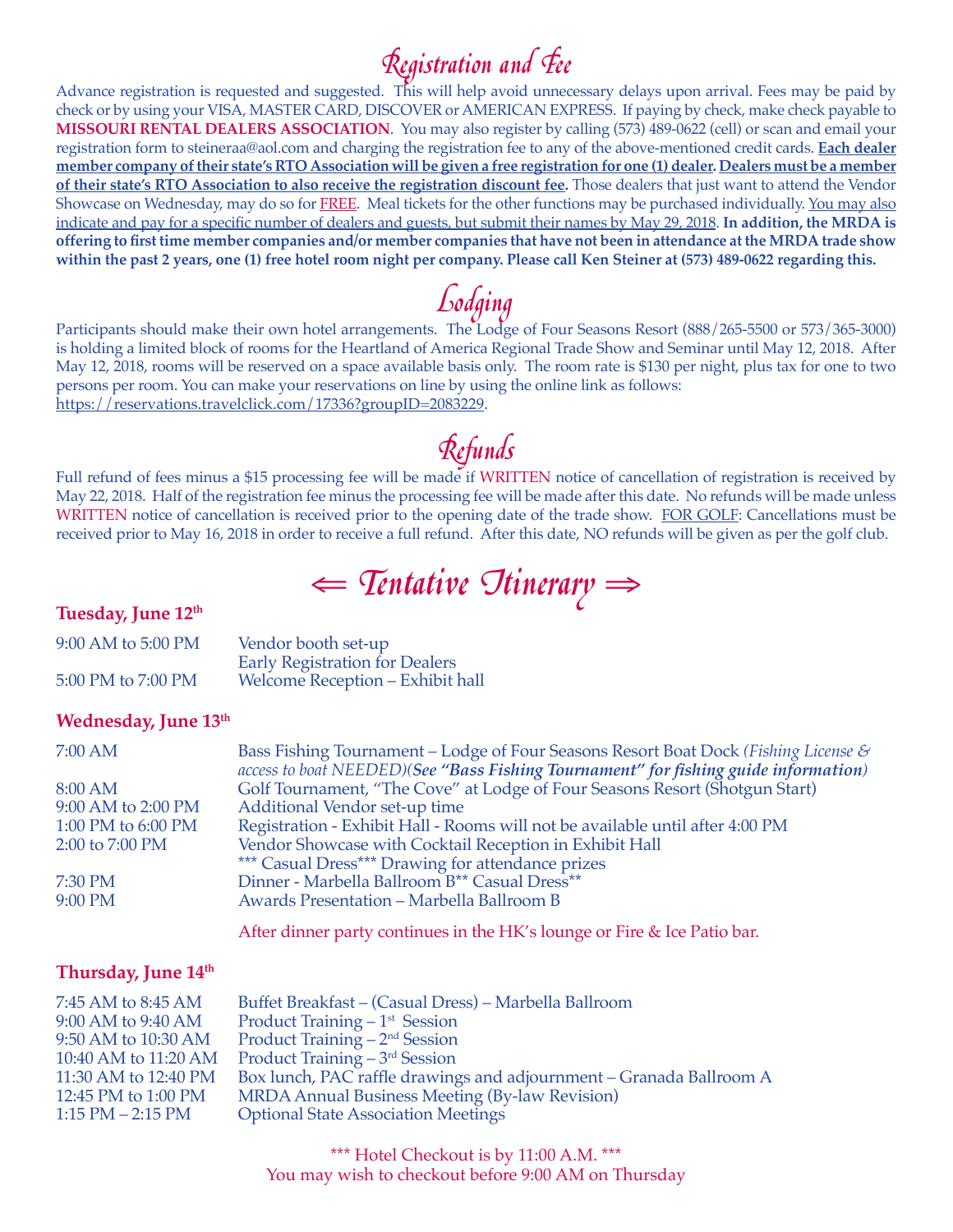# Registration and Fee

Advance registration is requested and suggested. This will help avoid unnecessary delays upon arrival. Fees may be paid by check or by using your VISA, MASTER CARD, DISCOVER or AMERICAN EXPRESS. If paying by check, make check payable to **MISSOURI RENTAL DEALERS ASSOCIATION**. You may also register by calling (573) 489-0622 (cell) or scan and email your registration form to steineraa@aol.com and charging the registration fee to any of the above-mentioned credit cards. **Each dealer member company of their state's RTO Association will be given a free registration for one (1) dealer. Dealers must be a member of their state's RTO Association to also receive the registration discount fee.** Those dealers that just want to attend the Vendor Showcase on Wednesday, may do so for FREE. Meal tickets for the other functions may be purchased individually. You may also indicate and pay for a specific number of dealers and guests, but submit their names by May 29, 2018. **In addition, the MRDA is offering to first time member companies and/or member companies that have not been in attendance at the MRDA trade show within the past 2 years, one (1) free hotel room night per company. Please call Ken Steiner at (573) 489-0622 regarding this.**

# Lodging

Participants should make their own hotel arrangements. The Lodge of Four Seasons Resort (888/265-5500 or 573/365-3000) is holding a limited block of rooms for the Heartland of America Regional Trade Show and Seminar until May 12, 2018. After May 12, 2018, rooms will be reserved on a space available basis only. The room rate is $130 per night, plus tax for one to two persons per room. You can make your reservations on line by using the online link as follows:
https://reservations.travelclick.com/17336?groupID=2083229.

# Refunds

Full refund of fees minus a $15 processing fee will be made if WRITTEN notice of cancellation of registration is received by May 22, 2018. Half of the registration fee minus the processing fee will be made after this date. No refunds will be made unless WRITTEN notice of cancellation is received prior to the opening date of the trade show. FOR GOLF: Cancellations must be received prior to May 16, 2018 in order to receive a full refund. After this date, NO refunds will be given as per the golf club.

# ⇐ Tentative Itinerary ⇒

### Tuesday, June 12th

| | |
|---|---|
| 9:00 AM to 5:00 PM | Vendor booth set-up<br>Early Registration for Dealers |
| 5:00 PM to 7:00 PM | Welcome Reception – Exhibit hall |

### Wednesday, June 13th

| | |
|---|---|
| 7:00 AM | Bass Fishing Tournament – Lodge of Four Seasons Resort Boat Dock *(Fishing License & access to boat NEEDED)**(See "Bass Fishing Tournament" for fishing guide information)*** |
| 8:00 AM | Golf Tournament, "The Cove" at Lodge of Four Seasons Resort (Shotgun Start) |
| 9:00 AM to 2:00 PM | Additional Vendor set-up time |
| 1:00 PM to 6:00 PM | Registration - Exhibit Hall - Rooms will not be available until after 4:00 PM |
| 2:00 to 7:00 PM | Vendor Showcase with Cocktail Reception in Exhibit Hall<br>*** Casual Dress*** Drawing for attendance prizes |
| 7:30 PM | Dinner - Marbella Ballroom B** Casual Dress** |
| 9:00 PM | Awards Presentation – Marbella Ballroom B |

After dinner party continues in the HK's lounge or Fire & Ice Patio bar.

### Thursday, June 14th

| | |
|---|---|
| 7:45 AM to 8:45 AM | Buffet Breakfast – (Casual Dress) – Marbella Ballroom |
| 9:00 AM to 9:40 AM | Product Training – 1st Session |
| 9:50 AM to 10:30 AM | Product Training – 2nd Session |
| 10:40 AM to 11:20 AM | Product Training – 3rd Session |
| 11:30 AM to 12:40 PM | Box lunch, PAC raffle drawings and adjournment – Granada Ballroom A |
| 12:45 PM to 1:00 PM | MRDA Annual Business Meeting (By-law Revision) |
| 1:15 PM – 2:15 PM | Optional State Association Meetings |

*** Hotel Checkout is by 11:00 A.M. ***
You may wish to checkout before 9:00 AM on Thursday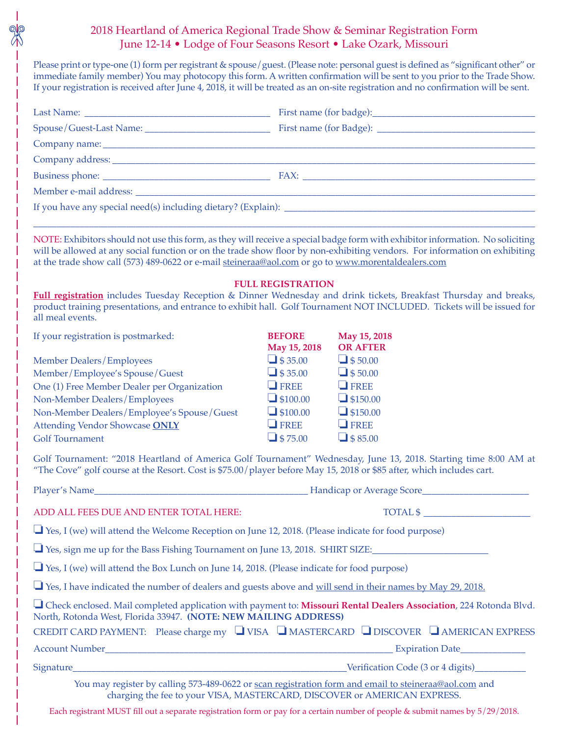# 2018 Heartland of America Regional Trade Show & Seminar Registration Form

## June 12-14 • Lodge of Four Seasons Resort • Lake Ozark, Missouri

Please print or type-one (1) form per registrant & spouse/guest. (Please note: personal guest is defined as "significant other" or immediate family member) You may photocopy this form. A written confirmation will be sent to you prior to the Trade Show. If your registration is received after June 4, 2018, it will be treated as an on-site registration and no confirmation will be sent.

Last Name: ______________________ First name (for badge): ______________________

Spouse/Guest-Last Name: ______________________ First name (for Badge): ______________________

Company name: ____________________________________________

Company address: ____________________________________________

Business phone: ______________________ FAX: ______________________

Member e-mail address: ____________________________________________

If you have any special need(s) including dietary? (Explain): ______________________

____________________________________________

NOTE: Exhibitors should not use this form, as they will receive a special badge form with exhibitor information. No soliciting will be allowed at any social function or on the trade show floor by non-exhibiting vendors. For information on exhibiting at the trade show call (573) 489-0622 or e-mail steineraa@aol.com or go to www.morentaldealers.com

### FULL REGISTRATION

**Full registration** includes Tuesday Reception & Dinner Wednesday and drink tickets, Breakfast Thursday and breaks, product training presentations, and entrance to exhibit hall. Golf Tournament NOT INCLUDED. Tickets will be issued for all meal events.

| If your registration is postmarked: | BEFORE May 15, 2018 | May 15, 2018 OR AFTER |
|---|---|---|
| Member Dealers/Employees | ❑ $ 35.00 | ❑ $ 50.00 |
| Member/Employee's Spouse/Guest | ❑ $ 35.00 | ❑ $ 50.00 |
| One (1) Free Member Dealer per Organization | ❑ FREE | ❑ FREE |
| Non-Member Dealers/Employees | ❑ $100.00 | ❑ $150.00 |
| Non-Member Dealers/Employee's Spouse/Guest | ❑ $100.00 | ❑ $150.00 |
| Attending Vendor Showcase **ONLY** | ❑ FREE | ❑ FREE |
| Golf Tournament | ❑ $ 75.00 | ❑ $ 85.00 |

Golf Tournament: "2018 Heartland of America Golf Tournament" Wednesday, June 13, 2018. Starting time 8:00 AM at "The Cove" golf course at the Resort. Cost is $75.00/player before May 15, 2018 or $85 after, which includes cart.

Player's Name______________________ Handicap or Average Score______________________

ADD ALL FEES DUE AND ENTER TOTAL HERE: TOTAL $ ______________________

❑ Yes, I (we) will attend the Welcome Reception on June 12, 2018. (Please indicate for food purpose)

❑ Yes, sign me up for the Bass Fishing Tournament on June 13, 2018. SHIRT SIZE:______________________

❑ Yes, I (we) will attend the Box Lunch on June 14, 2018. (Please indicate for food purpose)

❑ Yes, I have indicated the number of dealers and guests above and will send in their names by May 29, 2018.

❑ Check enclosed. Mail completed application with payment to: **Missouri Rental Dealers Association**, 224 Rotonda Blvd. North, Rotonda West, Florida 33947. **(NOTE: NEW MAILING ADDRESS)**

CREDIT CARD PAYMENT: Please charge my ❑ VISA ❑ MASTERCARD ❑ DISCOVER ❑ AMERICAN EXPRESS

Account Number______________________ Expiration Date______________________

Signature______________________Verification Code (3 or 4 digits)______________________

You may register by calling 573-489-0622 or scan registration form and email to steineraa@aol.com and charging the fee to your VISA, MASTERCARD, DISCOVER or AMERICAN EXPRESS.

Each registrant MUST fill out a separate registration form or pay for a certain number of people & submit names by 5/29/2018.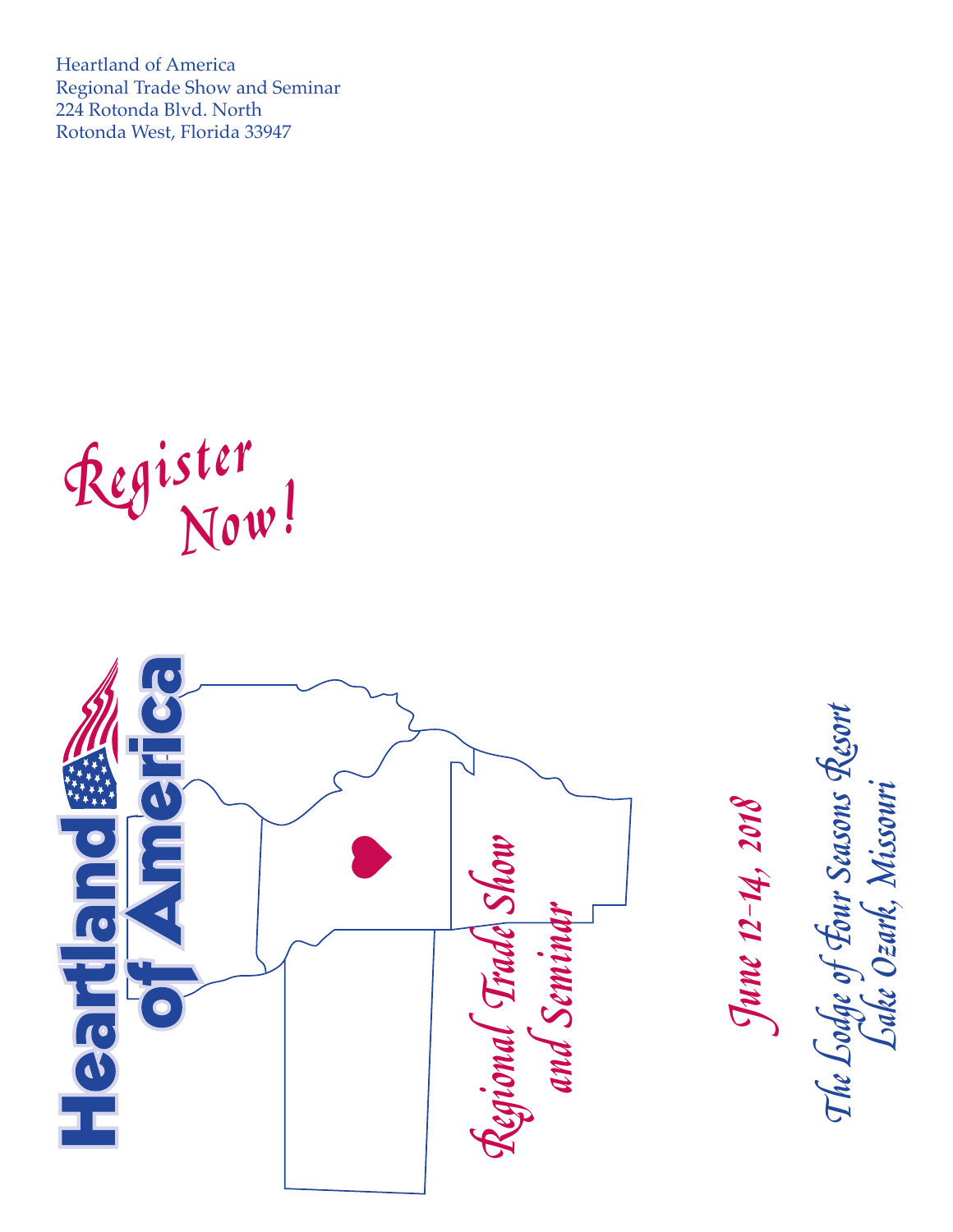Heartland of America
Regional Trade Show and Seminar
224 Rotonda Blvd. North
Rotonda West, Florida 33947

*Register Now!*

# Heartland of America

*Regional Trade Show and Seminar*

*June 12-14, 2018*

*The Lodge of Four Seasons Resort*
*Lake Ozark, Missouri*